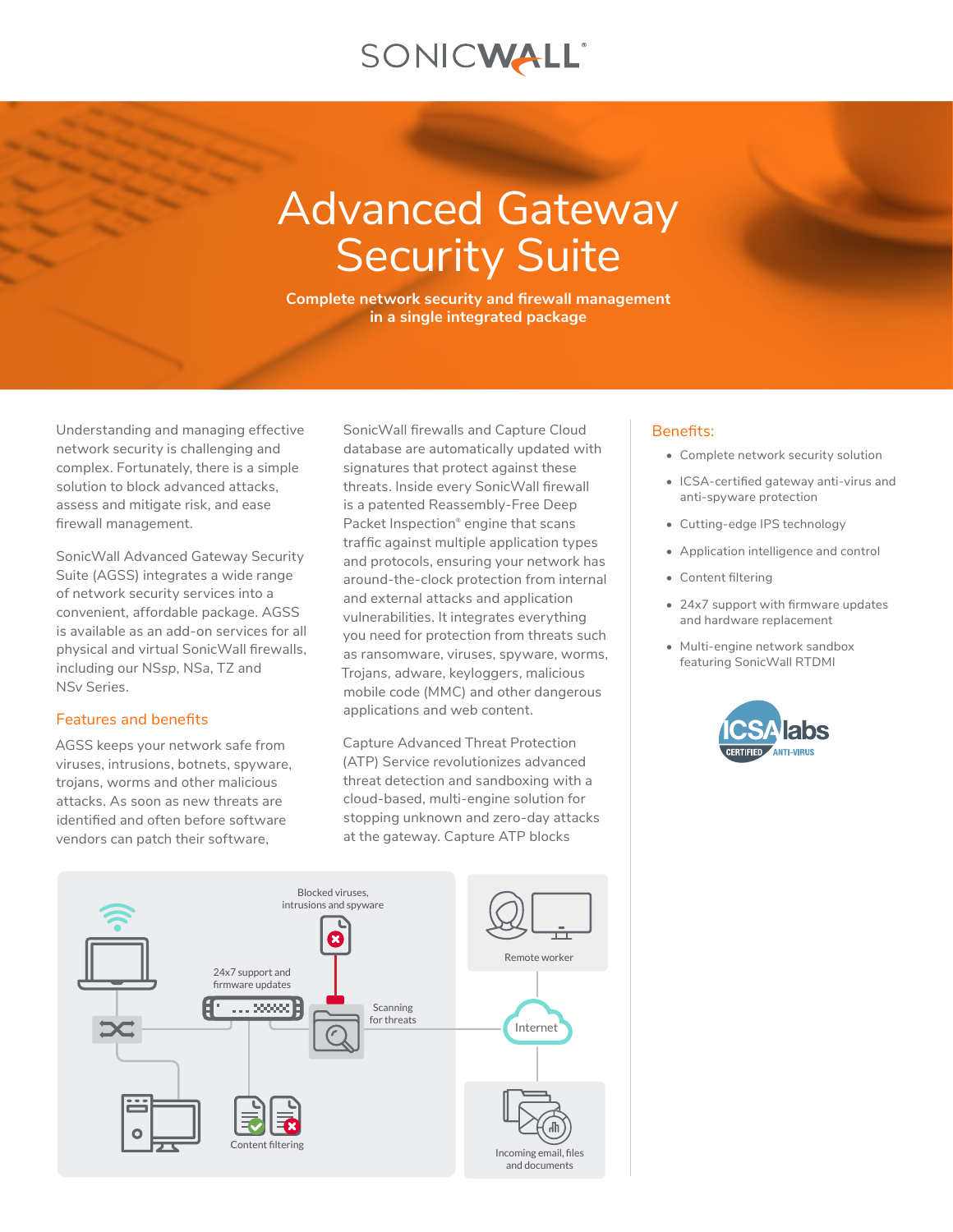# Advanced Gateway Security Suite

**Complete network security and firewall management in a single integrated package**

Understanding and managing effective network security is challenging and complex. Fortunately, there is a simple solution to block advanced attacks, assess and mitigate risk, and ease firewall management.

SonicWall Advanced Gateway Security Suite (AGSS) integrates a wide range of network security services into a convenient, affordable package. AGSS is available as an add-on services for all physical and virtual SonicWall firewalls, including our NSsp, NSa, TZ and NSv Series.

## Features and benefits

AGSS keeps your network safe from viruses, intrusions, botnets, spyware, trojans, worms and other malicious attacks. As soon as new threats are identified and often before software vendors can patch their software, SonicWall firewalls and Capture Cloud database are automatically updated with signatures that protect against these threats. Inside every SonicWall firewall is a patented Reassembly-Free Deep Packet Inspection® engine that scans traffic against multiple application types and protocols, ensuring your network has around-the-clock protection from internal and external attacks and application vulnerabilities. It integrates everything you need for protection from threats such as ransomware, viruses, spyware, worms, Trojans, adware, keyloggers, malicious mobile code (MMC) and other dangerous applications and web content.

Capture Advanced Threat Protection (ATP) Service revolutionizes advanced threat detection and sandboxing with a cloud-based, multi-engine solution for stopping unknown and zero-day attacks at the gateway. Capture ATP blocks

## Benefits:

- Complete network security solution
- ICSA-certified gateway anti-virus and anti-spyware protection
- Cutting-edge IPS technology
- Application intelligence and control
- Content filtering
- 24x7 support with firmware updates and hardware replacement
- Multi-engine network sandbox featuring SonicWall RTDMI

ICSA labs CERTIFIED ANTI-VIRUS

Blocked viruses, intrusions and spyware

24x7 support and firmware updates

Scanning for threats

Remote worker

Internet

Content filtering

Incoming email, files and documents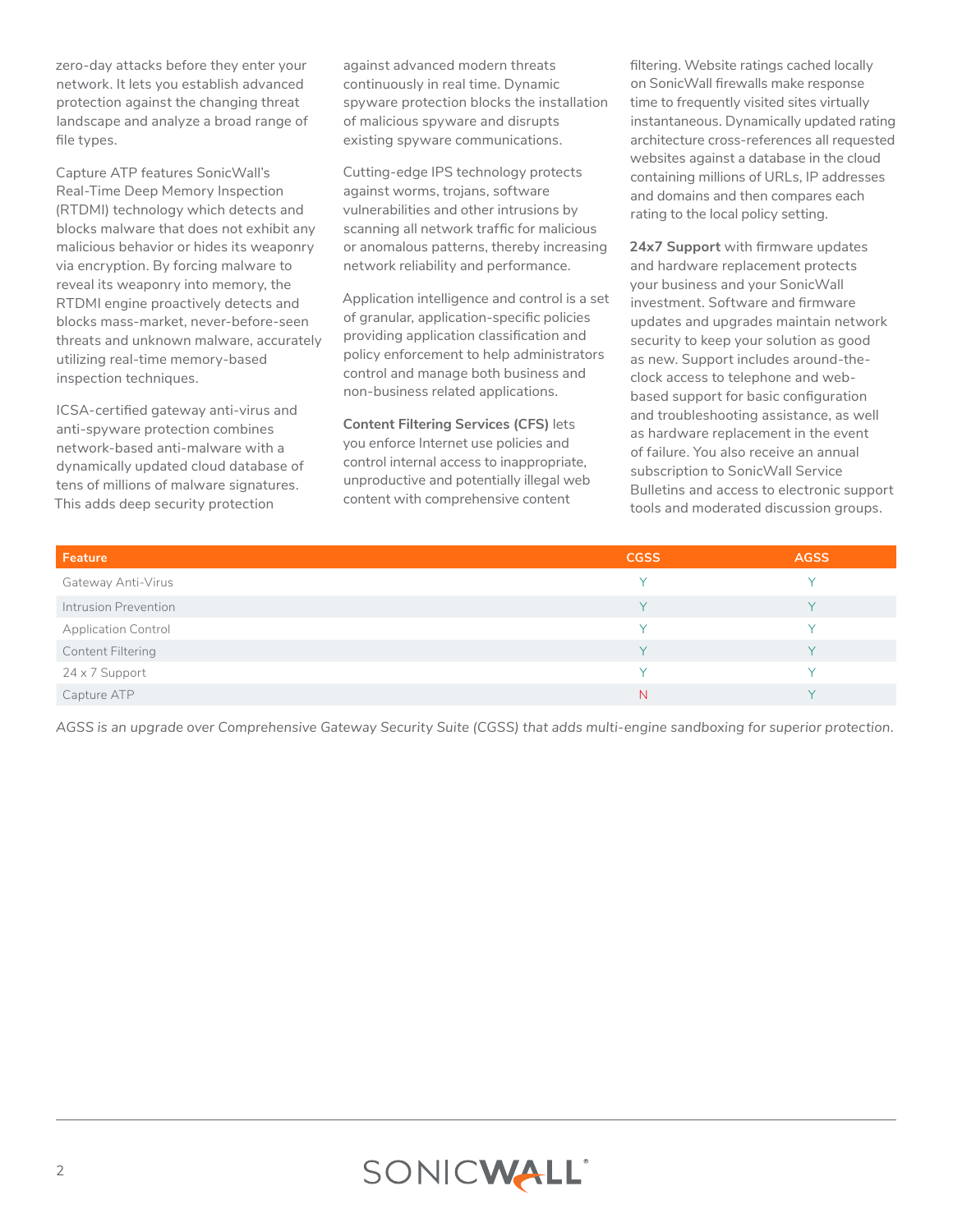zero-day attacks before they enter your network. It lets you establish advanced protection against the changing threat landscape and analyze a broad range of file types.

Capture ATP features SonicWall's Real-Time Deep Memory Inspection (RTDMI) technology which detects and blocks malware that does not exhibit any malicious behavior or hides its weaponry via encryption. By forcing malware to reveal its weaponry into memory, the RTDMI engine proactively detects and blocks mass-market, never-before-seen threats and unknown malware, accurately utilizing real-time memory-based inspection techniques.

ICSA-certified gateway anti-virus and anti-spyware protection combines network-based anti-malware with a dynamically updated cloud database of tens of millions of malware signatures. This adds deep security protection against advanced modern threats continuously in real time. Dynamic spyware protection blocks the installation of malicious spyware and disrupts existing spyware communications.

Cutting-edge IPS technology protects against worms, trojans, software vulnerabilities and other intrusions by scanning all network traffic for malicious or anomalous patterns, thereby increasing network reliability and performance.

Application intelligence and control is a set of granular, application-specific policies providing application classification and policy enforcement to help administrators control and manage both business and non-business related applications.

**Content Filtering Services (CFS)** lets you enforce Internet use policies and control internal access to inappropriate, unproductive and potentially illegal web content with comprehensive content filtering. Website ratings cached locally on SonicWall firewalls make response time to frequently visited sites virtually instantaneous. Dynamically updated rating architecture cross-references all requested websites against a database in the cloud containing millions of URLs, IP addresses and domains and then compares each rating to the local policy setting.

**24x7 Support** with firmware updates and hardware replacement protects your business and your SonicWall investment. Software and firmware updates and upgrades maintain network security to keep your solution as good as new. Support includes around-the-clock access to telephone and web-based support for basic configuration and troubleshooting assistance, as well as hardware replacement in the event of failure. You also receive an annual subscription to SonicWall Service Bulletins and access to electronic support tools and moderated discussion groups.

| Feature | CGSS | AGSS |
|---|---|---|
| Gateway Anti-Virus | Y | Y |
| Intrusion Prevention | Y | Y |
| Application Control | Y | Y |
| Content Filtering | Y | Y |
| 24 x 7 Support | Y | Y |
| Capture ATP | N | Y |

*AGSS is an upgrade over Comprehensive Gateway Security Suite (CGSS) that adds multi-engine sandboxing for superior protection.*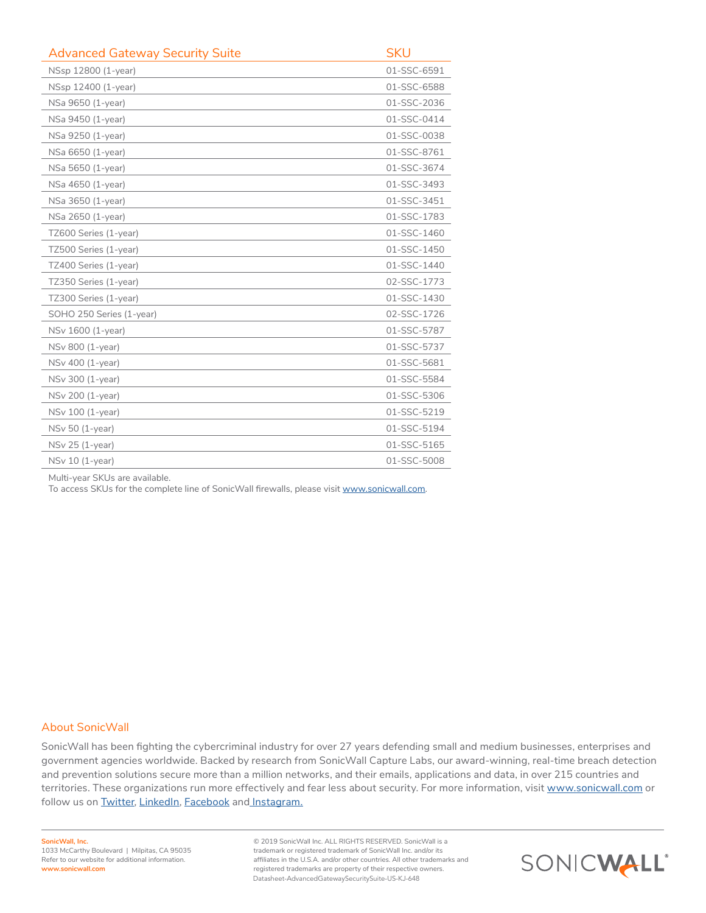| Advanced Gateway Security Suite | SKU |
|---|---|
| NSsp 12800 (1-year) | 01-SSC-6591 |
| NSsp 12400 (1-year) | 01-SSC-6588 |
| NSa 9650 (1-year) | 01-SSC-2036 |
| NSa 9450 (1-year) | 01-SSC-0414 |
| NSa 9250 (1-year) | 01-SSC-0038 |
| NSa 6650 (1-year) | 01-SSC-8761 |
| NSa 5650 (1-year) | 01-SSC-3674 |
| NSa 4650 (1-year) | 01-SSC-3493 |
| NSa 3650 (1-year) | 01-SSC-3451 |
| NSa 2650 (1-year) | 01-SSC-1783 |
| TZ600 Series (1-year) | 01-SSC-1460 |
| TZ500 Series (1-year) | 01-SSC-1450 |
| TZ400 Series (1-year) | 01-SSC-1440 |
| TZ350 Series (1-year) | 02-SSC-1773 |
| TZ300 Series (1-year) | 01-SSC-1430 |
| SOHO 250 Series (1-year) | 02-SSC-1726 |
| NSv 1600 (1-year) | 01-SSC-5787 |
| NSv 800 (1-year) | 01-SSC-5737 |
| NSv 400 (1-year) | 01-SSC-5681 |
| NSv 300 (1-year) | 01-SSC-5584 |
| NSv 200 (1-year) | 01-SSC-5306 |
| NSv 100 (1-year) | 01-SSC-5219 |
| NSv 50 (1-year) | 01-SSC-5194 |
| NSv 25 (1-year) | 01-SSC-5165 |
| NSv 10 (1-year) | 01-SSC-5008 |

Multi-year SKUs are available.
To access SKUs for the complete line of SonicWall firewalls, please visit www.sonicwall.com.

## About SonicWall

SonicWall has been fighting the cybercriminal industry for over 27 years defending small and medium businesses, enterprises and government agencies worldwide. Backed by research from SonicWall Capture Labs, our award-winning, real-time breach detection and prevention solutions secure more than a million networks, and their emails, applications and data, in over 215 countries and territories. These organizations run more effectively and fear less about security. For more information, visit www.sonicwall.com or follow us on Twitter, LinkedIn, Facebook and Instagram.

**SonicWall, Inc.**
1033 McCarthy Boulevard | Milpitas, CA 95035
Refer to our website for additional information.
**www.sonicwall.com**

© 2019 SonicWall Inc. ALL RIGHTS RESERVED. SonicWall is a trademark or registered trademark of SonicWall Inc. and/or its affiliates in the U.S.A. and/or other countries. All other trademarks and registered trademarks are property of their respective owners.
Datasheet-AdvancedGatewaySecuritySuite-US-KJ-648

SONICWALL®